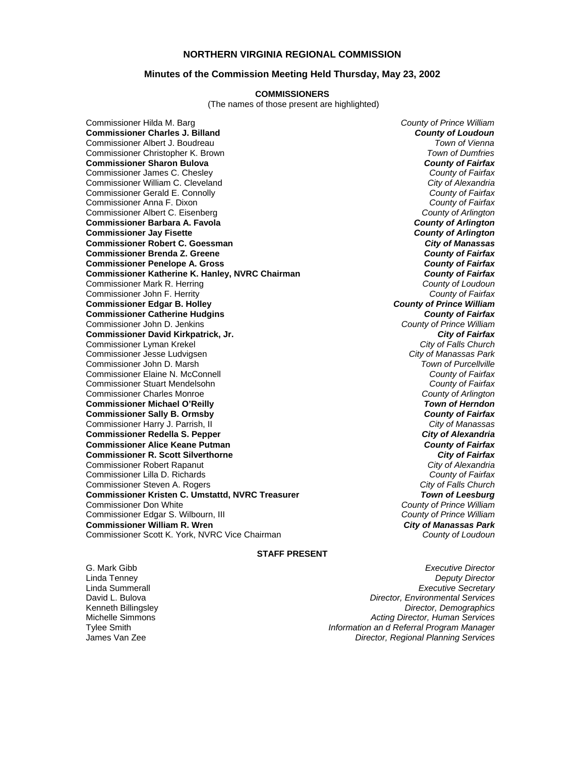# NORTHERN VIRGINIA REGIONAL COMMISSION

## Minutes of the Commission Meeting Held Thursday, May 23, 2002

### COMMISSIONERS

(The names of those present are highlighted)

| Commissioner | Jurisdiction |
|---|---|
| Commissioner Hilda M. Barg | *County of Prince William* |
| **Commissioner Charles J. Billand** | ***County of Loudoun*** |
| Commissioner Albert J. Boudreau | *Town of Vienna* |
| Commissioner Christopher K. Brown | *Town of Dumfries* |
| **Commissioner Sharon Bulova** | ***County of Fairfax*** |
| Commissioner James C. Chesley | *County of Fairfax* |
| Commissioner William C. Cleveland | *City of Alexandria* |
| Commissioner Gerald E. Connolly | *County of Fairfax* |
| Commissioner Anna F. Dixon | *County of Fairfax* |
| Commissioner Albert C. Eisenberg | *County of Arlington* |
| **Commissioner Barbara A. Favola** | ***County of Arlington*** |
| **Commissioner Jay Fisette** | ***County of Arlington*** |
| **Commissioner Robert C. Goessman** | ***City of Manassas*** |
| **Commissioner Brenda Z. Greene** | ***County of Fairfax*** |
| **Commissioner Penelope A. Gross** | ***County of Fairfax*** |
| **Commissioner Katherine K. Hanley, NVRC Chairman** | ***County of Fairfax*** |
| Commissioner Mark R. Herring | *County of Loudoun* |
| Commissioner John F. Herrity | *County of Fairfax* |
| **Commissioner Edgar B. Holley** | ***County of Prince William*** |
| **Commissioner Catherine Hudgins** | ***County of Fairfax*** |
| Commissioner John D. Jenkins | *County of Prince William* |
| **Commissioner David Kirkpatrick, Jr.** | ***City of Fairfax*** |
| Commissioner Lyman Krekel | *City of Falls Church* |
| Commissioner Jesse Ludvigsen | *City of Manassas Park* |
| Commissioner John D. Marsh | *Town of Purcellville* |
| Commissioner Elaine N. McConnell | *County of Fairfax* |
| Commissioner Stuart Mendelsohn | *County of Fairfax* |
| Commissioner Charles Monroe | *County of Arlington* |
| **Commissioner Michael O'Reilly** | ***Town of Herndon*** |
| **Commissioner Sally B. Ormsby** | ***County of Fairfax*** |
| Commissioner Harry J. Parrish, II | *City of Manassas* |
| **Commissioner Redella S. Pepper** | ***City of Alexandria*** |
| **Commissioner Alice Keane Putman** | ***County of Fairfax*** |
| **Commissioner R. Scott Silverthorne** | ***City of Fairfax*** |
| Commissioner Robert Rapanut | *City of Alexandria* |
| Commissioner Lilla D. Richards | *County of Fairfax* |
| Commissioner Steven A. Rogers | *City of Falls Church* |
| **Commissioner Kristen C. Umstattd, NVRC Treasurer** | ***Town of Leesburg*** |
| Commissioner Don White | *County of Prince William* |
| Commissioner Edgar S. Wilbourn, III | *County of Prince William* |
| **Commissioner William R. Wren** | ***City of Manassas Park*** |
| Commissioner Scott K. York, NVRC Vice Chairman | *County of Loudoun* |

### STAFF PRESENT

| Name | Title |
|---|---|
| G. Mark Gibb | *Executive Director* |
| Linda Tenney | *Deputy Director* |
| Linda Summerall | *Executive Secretary* |
| David L. Bulova | *Director, Environmental Services* |
| Kenneth Billingsley | *Director, Demographics* |
| Michelle Simmons | *Acting Director, Human Services* |
| Tylee Smith | *Information an d Referral Program Manager* |
| James Van Zee | *Director, Regional Planning Services* |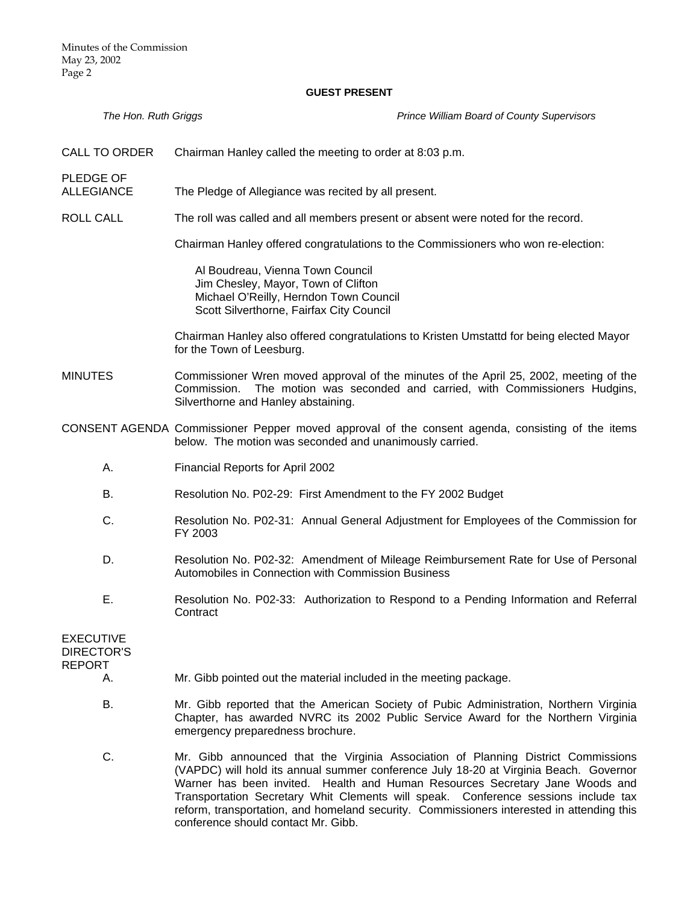**GUEST PRESENT**

*The Hon. Ruth Griggs* — *Prince William Board of County Supervisors*

**CALL TO ORDER**

Chairman Hanley called the meeting to order at 8:03 p.m.

**PLEDGE OF ALLEGIANCE**

The Pledge of Allegiance was recited by all present.

**ROLL CALL**

The roll was called and all members present or absent were noted for the record.

Chairman Hanley offered congratulations to the Commissioners who won re-election:

Al Boudreau, Vienna Town Council
Jim Chesley, Mayor, Town of Clifton
Michael O'Reilly, Herndon Town Council
Scott Silverthorne, Fairfax City Council

Chairman Hanley also offered congratulations to Kristen Umstattd for being elected Mayor for the Town of Leesburg.

**MINUTES**

Commissioner Wren moved approval of the minutes of the April 25, 2002, meeting of the Commission. The motion was seconded and carried, with Commissioners Hudgins, Silverthorne and Hanley abstaining.

**CONSENT AGENDA**

Commissioner Pepper moved approval of the consent agenda, consisting of the items below. The motion was seconded and unanimously carried.

A. Financial Reports for April 2002

B. Resolution No. P02-29: First Amendment to the FY 2002 Budget

C. Resolution No. P02-31: Annual General Adjustment for Employees of the Commission for FY 2003

D. Resolution No. P02-32: Amendment of Mileage Reimbursement Rate for Use of Personal Automobiles in Connection with Commission Business

E. Resolution No. P02-33: Authorization to Respond to a Pending Information and Referral Contract

**EXECUTIVE DIRECTOR'S REPORT**

A. Mr. Gibb pointed out the material included in the meeting package.

B. Mr. Gibb reported that the American Society of Pubic Administration, Northern Virginia Chapter, has awarded NVRC its 2002 Public Service Award for the Northern Virginia emergency preparedness brochure.

C. Mr. Gibb announced that the Virginia Association of Planning District Commissions (VAPDC) will hold its annual summer conference July 18-20 at Virginia Beach. Governor Warner has been invited. Health and Human Resources Secretary Jane Woods and Transportation Secretary Whit Clements will speak. Conference sessions include tax reform, transportation, and homeland security. Commissioners interested in attending this conference should contact Mr. Gibb.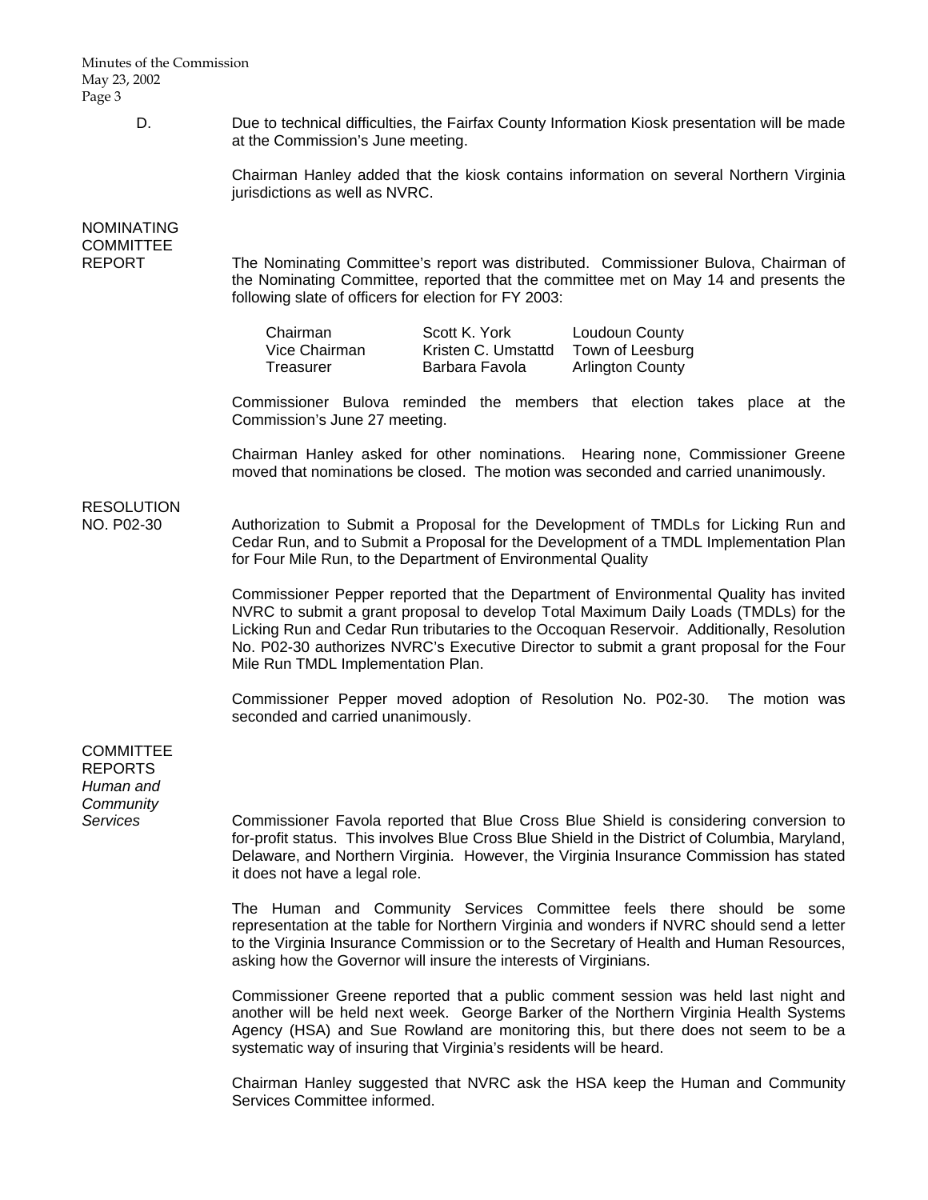D. Due to technical difficulties, the Fairfax County Information Kiosk presentation will be made at the Commission's June meeting.

Chairman Hanley added that the kiosk contains information on several Northern Virginia jurisdictions as well as NVRC.

**NOMINATING COMMITTEE REPORT**

The Nominating Committee's report was distributed. Commissioner Bulova, Chairman of the Nominating Committee, reported that the committee met on May 14 and presents the following slate of officers for election for FY 2003:

| | | |
|---|---|---|
| Chairman | Scott K. York | Loudoun County |
| Vice Chairman | Kristen C. Umstattd | Town of Leesburg |
| Treasurer | Barbara Favola | Arlington County |

Commissioner Bulova reminded the members that election takes place at the Commission's June 27 meeting.

Chairman Hanley asked for other nominations. Hearing none, Commissioner Greene moved that nominations be closed. The motion was seconded and carried unanimously.

**RESOLUTION NO. P02-30**

Authorization to Submit a Proposal for the Development of TMDLs for Licking Run and Cedar Run, and to Submit a Proposal for the Development of a TMDL Implementation Plan for Four Mile Run, to the Department of Environmental Quality

Commissioner Pepper reported that the Department of Environmental Quality has invited NVRC to submit a grant proposal to develop Total Maximum Daily Loads (TMDLs) for the Licking Run and Cedar Run tributaries to the Occoquan Reservoir. Additionally, Resolution No. P02-30 authorizes NVRC's Executive Director to submit a grant proposal for the Four Mile Run TMDL Implementation Plan.

Commissioner Pepper moved adoption of Resolution No. P02-30. The motion was seconded and carried unanimously.

**COMMITTEE REPORTS**

*Human and Community Services*

Commissioner Favola reported that Blue Cross Blue Shield is considering conversion to for-profit status. This involves Blue Cross Blue Shield in the District of Columbia, Maryland, Delaware, and Northern Virginia. However, the Virginia Insurance Commission has stated it does not have a legal role.

The Human and Community Services Committee feels there should be some representation at the table for Northern Virginia and wonders if NVRC should send a letter to the Virginia Insurance Commission or to the Secretary of Health and Human Resources, asking how the Governor will insure the interests of Virginians.

Commissioner Greene reported that a public comment session was held last night and another will be held next week. George Barker of the Northern Virginia Health Systems Agency (HSA) and Sue Rowland are monitoring this, but there does not seem to be a systematic way of insuring that Virginia's residents will be heard.

Chairman Hanley suggested that NVRC ask the HSA keep the Human and Community Services Committee informed.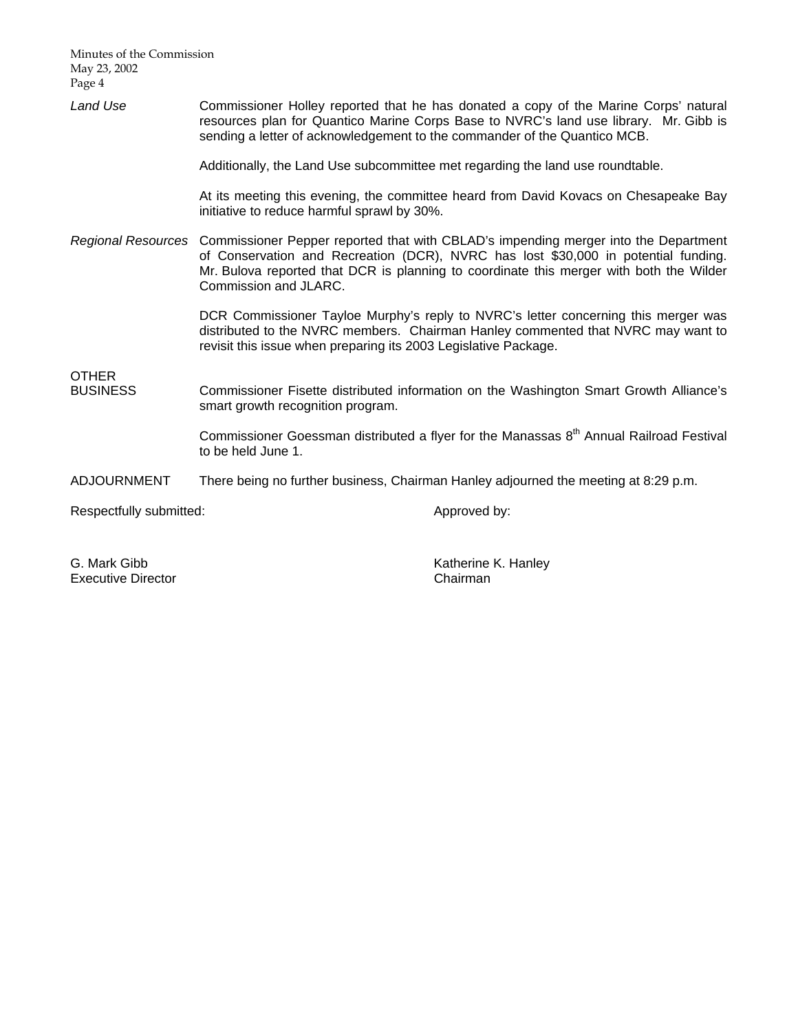*Land Use* Commissioner Holley reported that he has donated a copy of the Marine Corps' natural resources plan for Quantico Marine Corps Base to NVRC's land use library. Mr. Gibb is sending a letter of acknowledgement to the commander of the Quantico MCB.

Additionally, the Land Use subcommittee met regarding the land use roundtable.

At its meeting this evening, the committee heard from David Kovacs on Chesapeake Bay initiative to reduce harmful sprawl by 30%.

*Regional Resources* Commissioner Pepper reported that with CBLAD's impending merger into the Department of Conservation and Recreation (DCR), NVRC has lost $30,000 in potential funding. Mr. Bulova reported that DCR is planning to coordinate this merger with both the Wilder Commission and JLARC.

DCR Commissioner Tayloe Murphy's reply to NVRC's letter concerning this merger was distributed to the NVRC members. Chairman Hanley commented that NVRC may want to revisit this issue when preparing its 2003 Legislative Package.

OTHER BUSINESS

Commissioner Fisette distributed information on the Washington Smart Growth Alliance's smart growth recognition program.

Commissioner Goessman distributed a flyer for the Manassas 8th Annual Railroad Festival to be held June 1.

ADJOURNMENT There being no further business, Chairman Hanley adjourned the meeting at 8:29 p.m.

| | |
|---|---|
| Respectfully submitted: | Approved by: |
| G. Mark Gibb<br>Executive Director | Katherine K. Hanley<br>Chairman |